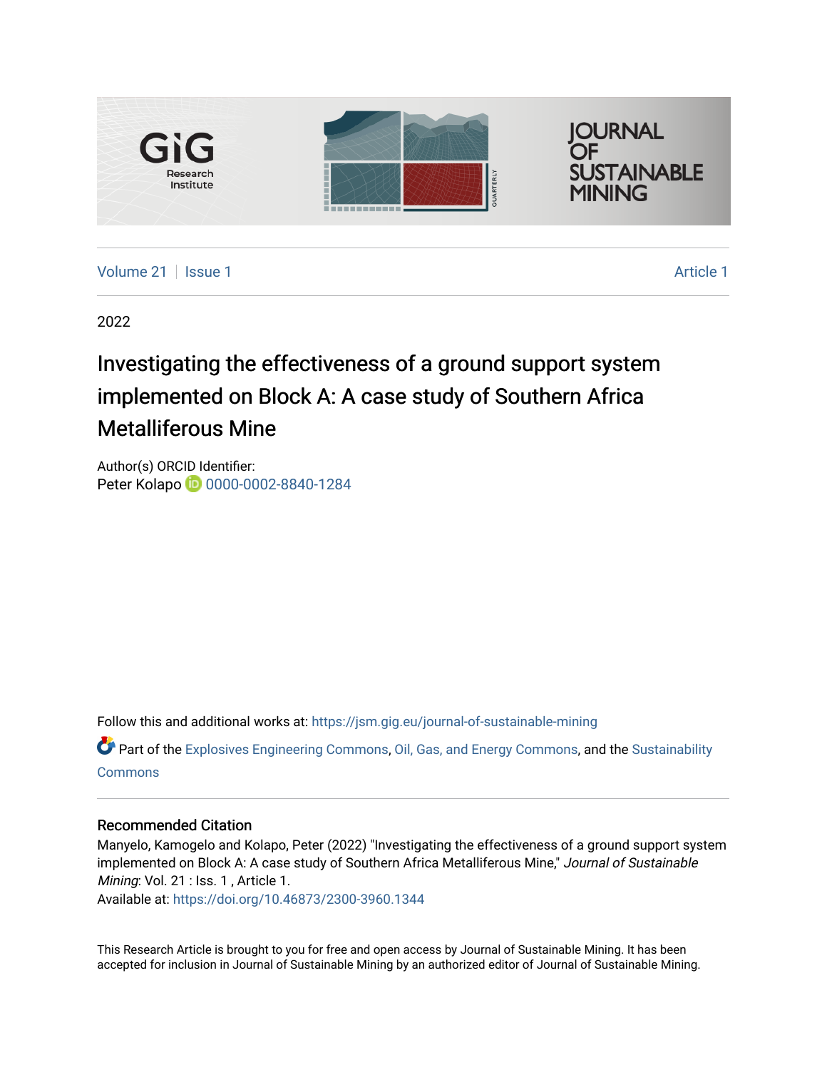Volume 21 | Issue 1 Article 1

2022

# Investigating the effectiveness of a ground support system implemented on Block A: A case study of Southern Africa Metalliferous Mine

Author(s) ORCID Identifier:
Peter Kolapo 0000-0002-8840-1284

Follow this and additional works at: https://jsm.gig.eu/journal-of-sustainable-mining

Part of the Explosives Engineering Commons, Oil, Gas, and Energy Commons, and the Sustainability Commons

## Recommended Citation

Manyelo, Kamogelo and Kolapo, Peter (2022) "Investigating the effectiveness of a ground support system implemented on Block A: A case study of Southern Africa Metalliferous Mine," *Journal of Sustainable Mining*: Vol. 21 : Iss. 1 , Article 1.
Available at: https://doi.org/10.46873/2300-3960.1344

This Research Article is brought to you for free and open access by Journal of Sustainable Mining. It has been accepted for inclusion in Journal of Sustainable Mining by an authorized editor of Journal of Sustainable Mining.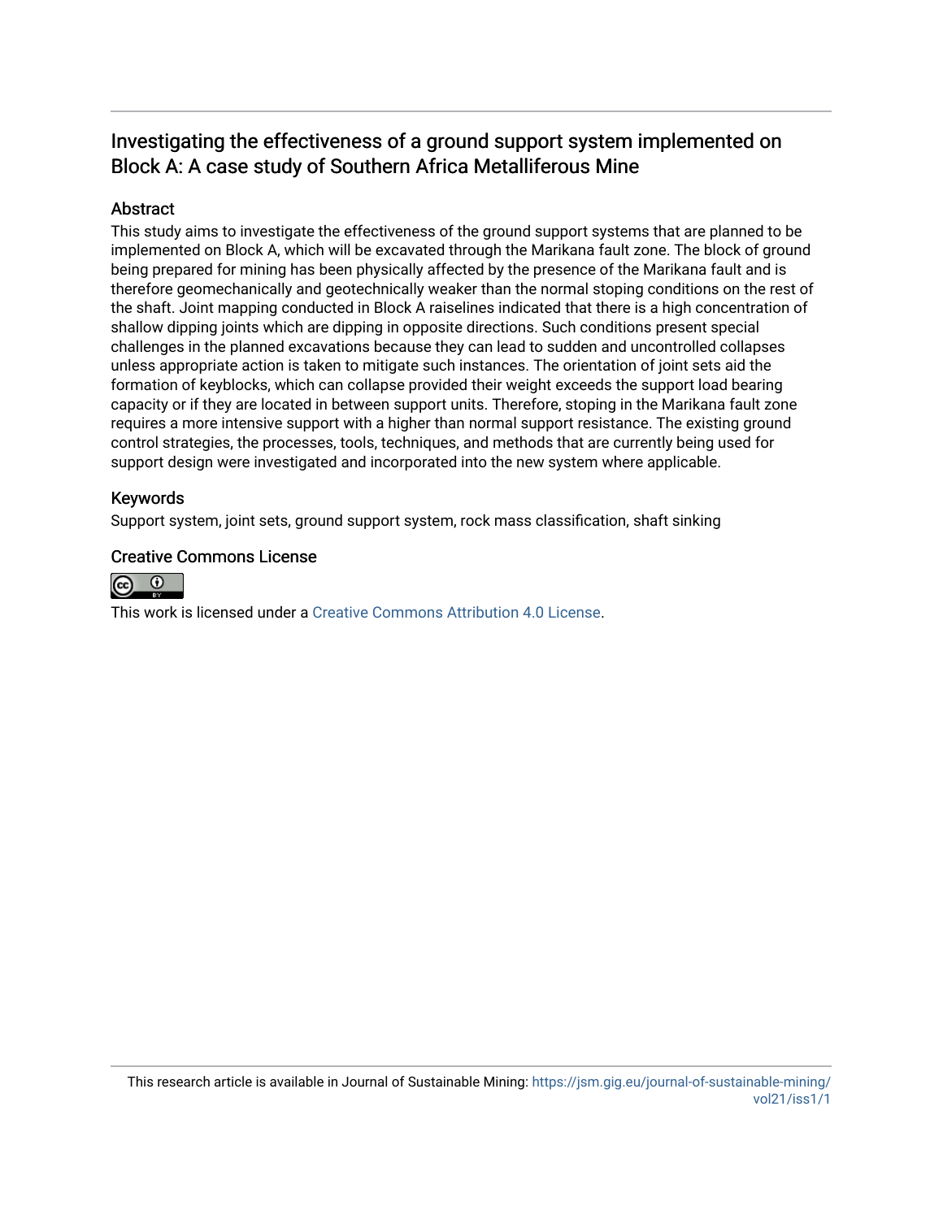# Investigating the effectiveness of a ground support system implemented on Block A: A case study of Southern Africa Metalliferous Mine

## Abstract

This study aims to investigate the effectiveness of the ground support systems that are planned to be implemented on Block A, which will be excavated through the Marikana fault zone. The block of ground being prepared for mining has been physically affected by the presence of the Marikana fault and is therefore geomechanically and geotechnically weaker than the normal stoping conditions on the rest of the shaft. Joint mapping conducted in Block A raiselines indicated that there is a high concentration of shallow dipping joints which are dipping in opposite directions. Such conditions present special challenges in the planned excavations because they can lead to sudden and uncontrolled collapses unless appropriate action is taken to mitigate such instances. The orientation of joint sets aid the formation of keyblocks, which can collapse provided their weight exceeds the support load bearing capacity or if they are located in between support units. Therefore, stoping in the Marikana fault zone requires a more intensive support with a higher than normal support resistance. The existing ground control strategies, the processes, tools, techniques, and methods that are currently being used for support design were investigated and incorporated into the new system where applicable.

## Keywords

Support system, joint sets, ground support system, rock mass classification, shaft sinking

## Creative Commons License

This work is licensed under a Creative Commons Attribution 4.0 License.

This research article is available in Journal of Sustainable Mining: https://jsm.gig.eu/journal-of-sustainable-mining/vol21/iss1/1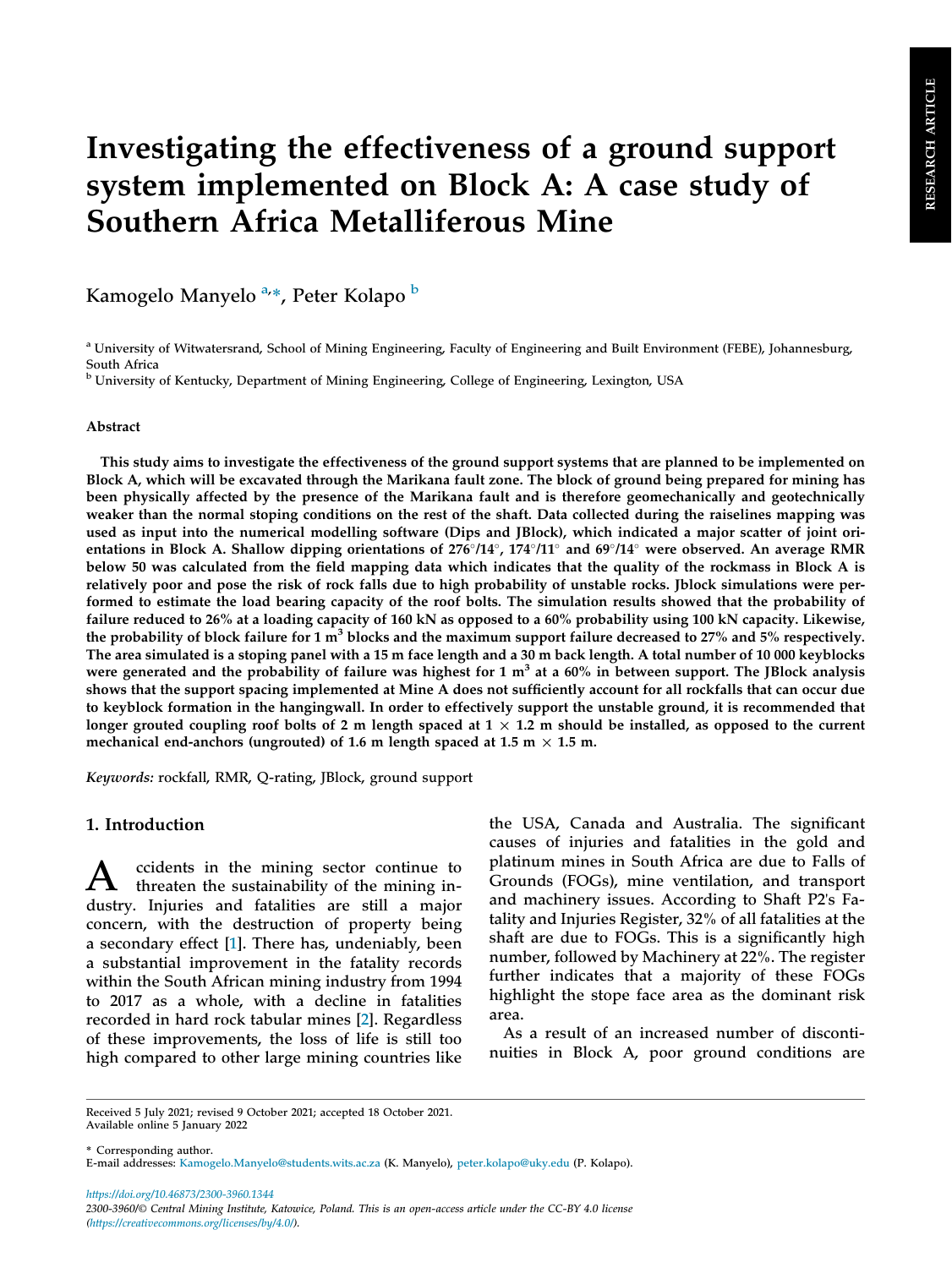# Investigating the effectiveness of a ground support system implemented on Block A: A case study of Southern Africa Metalliferous Mine

Kamogelo Manyelo [a,*], Peter Kolapo [b]

[a] University of Witwatersrand, School of Mining Engineering, Faculty of Engineering and Built Environment (FEBE), Johannesburg, South Africa

[b] University of Kentucky, Department of Mining Engineering, College of Engineering, Lexington, USA

## Abstract

**This study aims to investigate the effectiveness of the ground support systems that are planned to be implemented on Block A, which will be excavated through the Marikana fault zone. The block of ground being prepared for mining has been physically affected by the presence of the Marikana fault and is therefore geomechanically and geotechnically weaker than the normal stoping conditions on the rest of the shaft. Data collected during the raiselines mapping was used as input into the numerical modelling software (Dips and JBlock), which indicated a major scatter of joint orientations in Block A. Shallow dipping orientations of 276°/14°, 174°/11° and 69°/14° were observed. An average RMR below 50 was calculated from the field mapping data which indicates that the quality of the rockmass in Block A is relatively poor and pose the risk of rock falls due to high probability of unstable rocks. Jblock simulations were performed to estimate the load bearing capacity of the roof bolts. The simulation results showed that the probability of failure reduced to 26% at a loading capacity of 160 kN as opposed to a 60% probability using 100 kN capacity. Likewise, the probability of block failure for 1 m$^3$ blocks and the maximum support failure decreased to 27% and 5% respectively. The area simulated is a stoping panel with a 15 m face length and a 30 m back length. A total number of 10 000 keyblocks were generated and the probability of failure was highest for 1 m$^3$ at a 60% in between support. The JBlock analysis shows that the support spacing implemented at Mine A does not sufficiently account for all rockfalls that can occur due to keyblock formation in the hangingwall. In order to effectively support the unstable ground, it is recommended that longer grouted coupling roof bolts of 2 m length spaced at 1 × 1.2 m should be installed, as opposed to the current mechanical end-anchors (ungrouted) of 1.6 m length spaced at 1.5 m × 1.5 m.**

*Keywords:* rockfall, RMR, Q-rating, JBlock, ground support

## 1. Introduction

Accidents in the mining sector continue to threaten the sustainability of the mining industry. Injuries and fatalities are still a major concern, with the destruction of property being a secondary effect [1]. There has, undeniably, been a substantial improvement in the fatality records within the South African mining industry from 1994 to 2017 as a whole, with a decline in fatalities recorded in hard rock tabular mines [2]. Regardless of these improvements, the loss of life is still too high compared to other large mining countries like the USA, Canada and Australia. The significant causes of injuries and fatalities in the gold and platinum mines in South Africa are due to Falls of Grounds (FOGs), mine ventilation, and transport and machinery issues. According to Shaft P2's Fatality and Injuries Register, 32% of all fatalities at the shaft are due to FOGs. This is a significantly high number, followed by Machinery at 22%. The register further indicates that a majority of these FOGs highlight the stope face area as the dominant risk area.

As a result of an increased number of discontinuities in Block A, poor ground conditions are

Received 5 July 2021; revised 9 October 2021; accepted 18 October 2021.
Available online 5 January 2022

* Corresponding author.
E-mail addresses: Kamogelo.Manyelo@students.wits.ac.za (K. Manyelo), peter.kolapo@uky.edu (P. Kolapo).

https://doi.org/10.46873/2300-3960.1344
2300-3960/© Central Mining Institute, Katowice, Poland. This is an open-access article under the CC-BY 4.0 license (https://creativecommons.org/licenses/by/4.0/).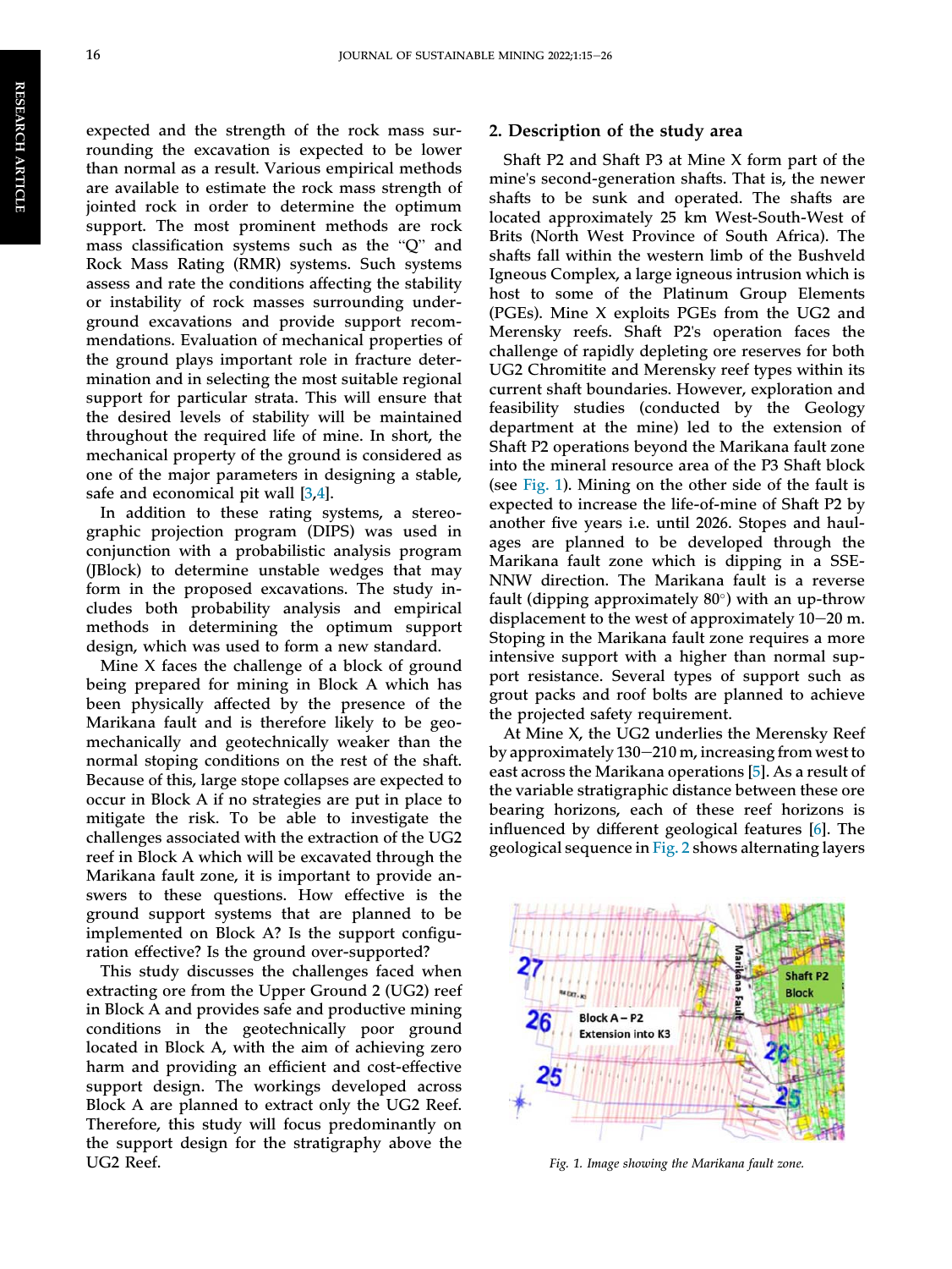expected and the strength of the rock mass surrounding the excavation is expected to be lower than normal as a result. Various empirical methods are available to estimate the rock mass strength of jointed rock in order to determine the optimum support. The most prominent methods are rock mass classification systems such as the "Q" and Rock Mass Rating (RMR) systems. Such systems assess and rate the conditions affecting the stability or instability of rock masses surrounding underground excavations and provide support recommendations. Evaluation of mechanical properties of the ground plays important role in fracture determination and in selecting the most suitable regional support for particular strata. This will ensure that the desired levels of stability will be maintained throughout the required life of mine. In short, the mechanical property of the ground is considered as one of the major parameters in designing a stable, safe and economical pit wall [3,4].

In addition to these rating systems, a stereographic projection program (DIPS) was used in conjunction with a probabilistic analysis program (JBlock) to determine unstable wedges that may form in the proposed excavations. The study includes both probability analysis and empirical methods in determining the optimum support design, which was used to form a new standard.

Mine X faces the challenge of a block of ground being prepared for mining in Block A which has been physically affected by the presence of the Marikana fault and is therefore likely to be geomechanically and geotechnically weaker than the normal stoping conditions on the rest of the shaft. Because of this, large stope collapses are expected to occur in Block A if no strategies are put in place to mitigate the risk. To be able to investigate the challenges associated with the extraction of the UG2 reef in Block A which will be excavated through the Marikana fault zone, it is important to provide answers to these questions. How effective is the ground support systems that are planned to be implemented on Block A? Is the support configuration effective? Is the ground over-supported?

This study discusses the challenges faced when extracting ore from the Upper Ground 2 (UG2) reef in Block A and provides safe and productive mining conditions in the geotechnically poor ground located in Block A, with the aim of achieving zero harm and providing an efficient and cost-effective support design. The workings developed across Block A are planned to extract only the UG2 Reef. Therefore, this study will focus predominantly on the support design for the stratigraphy above the UG2 Reef.

## 2. Description of the study area

Shaft P2 and Shaft P3 at Mine X form part of the mine's second-generation shafts. That is, the newer shafts to be sunk and operated. The shafts are located approximately 25 km West-South-West of Brits (North West Province of South Africa). The shafts fall within the western limb of the Bushveld Igneous Complex, a large igneous intrusion which is host to some of the Platinum Group Elements (PGEs). Mine X exploits PGEs from the UG2 and Merensky reefs. Shaft P2's operation faces the challenge of rapidly depleting ore reserves for both UG2 Chromitite and Merensky reef types within its current shaft boundaries. However, exploration and feasibility studies (conducted by the Geology department at the mine) led to the extension of Shaft P2 operations beyond the Marikana fault zone into the mineral resource area of the P3 Shaft block (see Fig. 1). Mining on the other side of the fault is expected to increase the life-of-mine of Shaft P2 by another five years i.e. until 2026. Stopes and haulages are planned to be developed through the Marikana fault zone which is dipping in a SSE-NNW direction. The Marikana fault is a reverse fault (dipping approximately 80°) with an up-throw displacement to the west of approximately 10–20 m. Stoping in the Marikana fault zone requires a more intensive support with a higher than normal support resistance. Several types of support such as grout packs and roof bolts are planned to achieve the projected safety requirement.

At Mine X, the UG2 underlies the Merensky Reef by approximately 130–210 m, increasing from west to east across the Marikana operations [5]. As a result of the variable stratigraphic distance between these ore bearing reef horizons, each of these reef horizons is influenced by different geological features [6]. The geological sequence in Fig. 2 shows alternating layers

*Fig. 1. Image showing the Marikana fault zone.*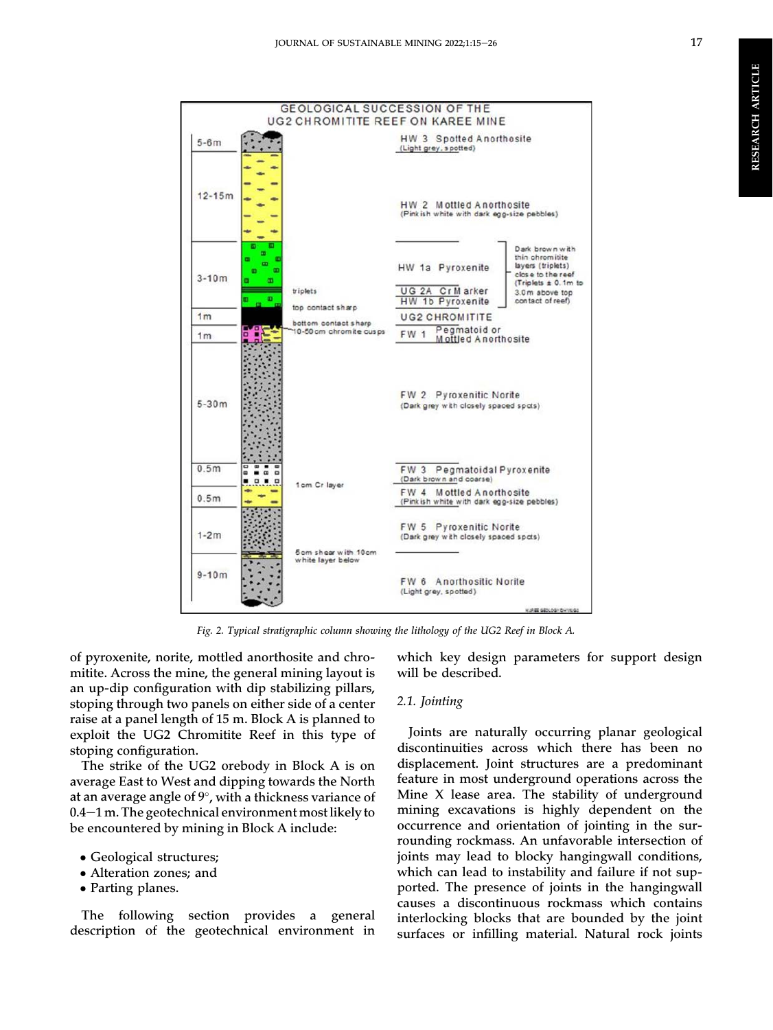Fig. 2. Typical stratigraphic column showing the lithology of the UG2 Reef in Block A.

of pyroxenite, norite, mottled anorthosite and chromitite. Across the mine, the general mining layout is an up-dip configuration with dip stabilizing pillars, stoping through two panels on either side of a center raise at a panel length of 15 m. Block A is planned to exploit the UG2 Chromitite Reef in this type of stoping configuration.

The strike of the UG2 orebody in Block A is on average East to West and dipping towards the North at an average angle of 9°, with a thickness variance of 0.4–1 m. The geotechnical environment most likely to be encountered by mining in Block A include:

- Geological structures;
- Alteration zones; and
- Parting planes.

The following section provides a general description of the geotechnical environment in which key design parameters for support design will be described.

### 2.1. Jointing

Joints are naturally occurring planar geological discontinuities across which there has been no displacement. Joint structures are a predominant feature in most underground operations across the Mine X lease area. The stability of underground mining excavations is highly dependent on the occurrence and orientation of jointing in the surrounding rockmass. An unfavorable intersection of joints may lead to blocky hangingwall conditions, which can lead to instability and failure if not supported. The presence of joints in the hangingwall causes a discontinuous rockmass which contains interlocking blocks that are bounded by the joint surfaces or infilling material. Natural rock joints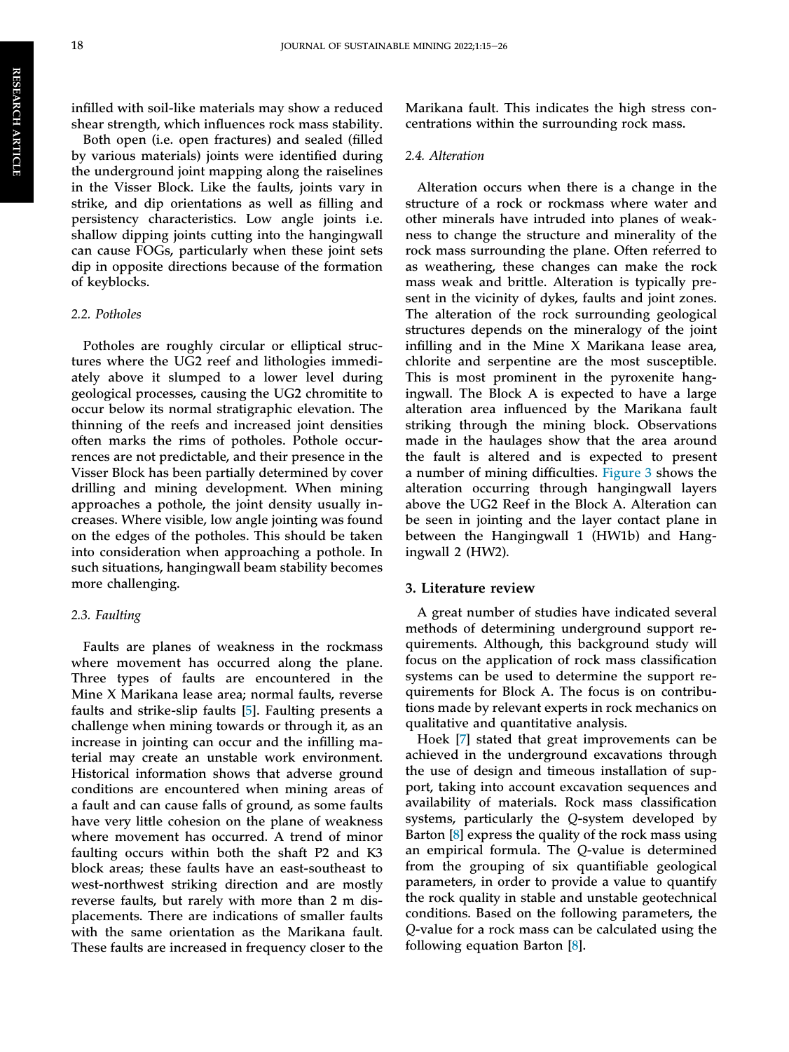infilled with soil-like materials may show a reduced shear strength, which influences rock mass stability.

Both open (i.e. open fractures) and sealed (filled by various materials) joints were identified during the underground joint mapping along the raiselines in the Visser Block. Like the faults, joints vary in strike, and dip orientations as well as filling and persistency characteristics. Low angle joints i.e. shallow dipping joints cutting into the hangingwall can cause FOGs, particularly when these joint sets dip in opposite directions because of the formation of keyblocks.

### 2.2. Potholes

Potholes are roughly circular or elliptical structures where the UG2 reef and lithologies immediately above it slumped to a lower level during geological processes, causing the UG2 chromitite to occur below its normal stratigraphic elevation. The thinning of the reefs and increased joint densities often marks the rims of potholes. Pothole occurrences are not predictable, and their presence in the Visser Block has been partially determined by cover drilling and mining development. When mining approaches a pothole, the joint density usually increases. Where visible, low angle jointing was found on the edges of the potholes. This should be taken into consideration when approaching a pothole. In such situations, hangingwall beam stability becomes more challenging.

### 2.3. Faulting

Faults are planes of weakness in the rockmass where movement has occurred along the plane. Three types of faults are encountered in the Mine X Marikana lease area; normal faults, reverse faults and strike-slip faults [5]. Faulting presents a challenge when mining towards or through it, as an increase in jointing can occur and the infilling material may create an unstable work environment. Historical information shows that adverse ground conditions are encountered when mining areas of a fault and can cause falls of ground, as some faults have very little cohesion on the plane of weakness where movement has occurred. A trend of minor faulting occurs within both the shaft P2 and K3 block areas; these faults have an east-southeast to west-northwest striking direction and are mostly reverse faults, but rarely with more than 2 m displacements. There are indications of smaller faults with the same orientation as the Marikana fault. These faults are increased in frequency closer to the Marikana fault. This indicates the high stress concentrations within the surrounding rock mass.

### 2.4. Alteration

Alteration occurs when there is a change in the structure of a rock or rockmass where water and other minerals have intruded into planes of weakness to change the structure and minerality of the rock mass surrounding the plane. Often referred to as weathering, these changes can make the rock mass weak and brittle. Alteration is typically present in the vicinity of dykes, faults and joint zones. The alteration of the rock surrounding geological structures depends on the mineralogy of the joint infilling and in the Mine X Marikana lease area, chlorite and serpentine are the most susceptible. This is most prominent in the pyroxenite hangingwall. The Block A is expected to have a large alteration area influenced by the Marikana fault striking through the mining block. Observations made in the haulages show that the area around the fault is altered and is expected to present a number of mining difficulties. Figure 3 shows the alteration occurring through hangingwall layers above the UG2 Reef in the Block A. Alteration can be seen in jointing and the layer contact plane in between the Hangingwall 1 (HW1b) and Hangingwall 2 (HW2).

## 3. Literature review

A great number of studies have indicated several methods of determining underground support requirements. Although, this background study will focus on the application of rock mass classification systems can be used to determine the support requirements for Block A. The focus is on contributions made by relevant experts in rock mechanics on qualitative and quantitative analysis.

Hoek [7] stated that great improvements can be achieved in the underground excavations through the use of design and timeous installation of support, taking into account excavation sequences and availability of materials. Rock mass classification systems, particularly the *Q*-system developed by Barton [8] express the quality of the rock mass using an empirical formula. The *Q*-value is determined from the grouping of six quantifiable geological parameters, in order to provide a value to quantify the rock quality in stable and unstable geotechnical conditions. Based on the following parameters, the *Q*-value for a rock mass can be calculated using the following equation Barton [8].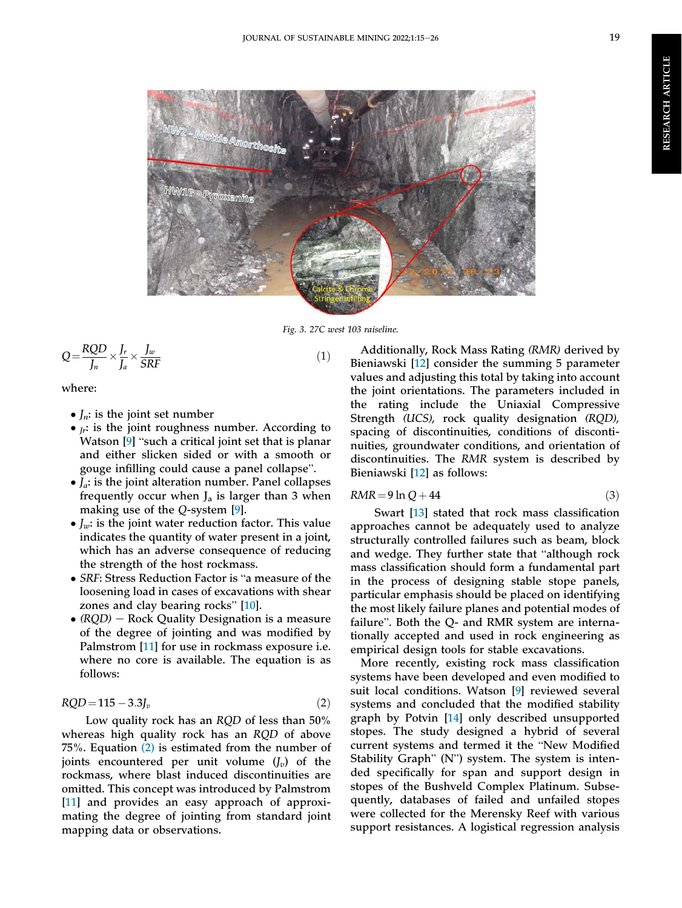Fig. 3. 27C west 103 raiseline.

$$Q = \frac{RQD}{J_n} \times \frac{J_r}{J_a} \times \frac{J_w}{SRF} \tag{1}$$

where:

- $J_n$: is the joint set number
- $J_r$: is the joint roughness number. According to Watson [9] "such a critical joint set that is planar and either slicken sided or with a smooth or gouge infilling could cause a panel collapse".
- $J_a$: is the joint alteration number. Panel collapses frequently occur when $J_a$ is larger than 3 when making use of the *Q*-system [9].
- $J_w$: is the joint water reduction factor. This value indicates the quantity of water present in a joint, which has an adverse consequence of reducing the strength of the host rockmass.
- *SRF*: Stress Reduction Factor is "a measure of the loosening load in cases of excavations with shear zones and clay bearing rocks" [10].
- *(RQD)* − Rock Quality Designation is a measure of the degree of jointing and was modified by Palmstrom [11] for use in rockmass exposure i.e. where no core is available. The equation is as follows:

$$RQD = 115 - 3.3J_v \tag{2}$$

Low quality rock has an *RQD* of less than 50% whereas high quality rock has an *RQD* of above 75%. Equation (2) is estimated from the number of joints encountered per unit volume ($J_v$) of the rockmass, where blast induced discontinuities are omitted. This concept was introduced by Palmstrom [11] and provides an easy approach of approximating the degree of jointing from standard joint mapping data or observations.

Additionally, Rock Mass Rating *(RMR)* derived by Bieniawski [12] consider the summing 5 parameter values and adjusting this total by taking into account the joint orientations. The parameters included in the rating include the Uniaxial Compressive Strength *(UCS)*, rock quality designation *(RQD)*, spacing of discontinuities, conditions of discontinuities, groundwater conditions, and orientation of discontinuities. The *RMR* system is described by Bieniawski [12] as follows:

$$RMR = 9 \ln Q + 44 \tag{3}$$

Swart [13] stated that rock mass classification approaches cannot be adequately used to analyze structurally controlled failures such as beam, block and wedge. They further state that "although rock mass classification should form a fundamental part in the process of designing stable stope panels, particular emphasis should be placed on identifying the most likely failure planes and potential modes of failure". Both the Q- and RMR system are internationally accepted and used in rock engineering as empirical design tools for stable excavations.

More recently, existing rock mass classification systems have been developed and even modified to suit local conditions. Watson [9] reviewed several systems and concluded that the modified stability graph by Potvin [14] only described unsupported stopes. The study designed a hybrid of several current systems and termed it the "New Modified Stability Graph" (N") system. The system is intended specifically for span and support design in stopes of the Bushveld Complex Platinum. Subsequently, databases of failed and unfailed stopes were collected for the Merensky Reef with various support resistances. A logistical regression analysis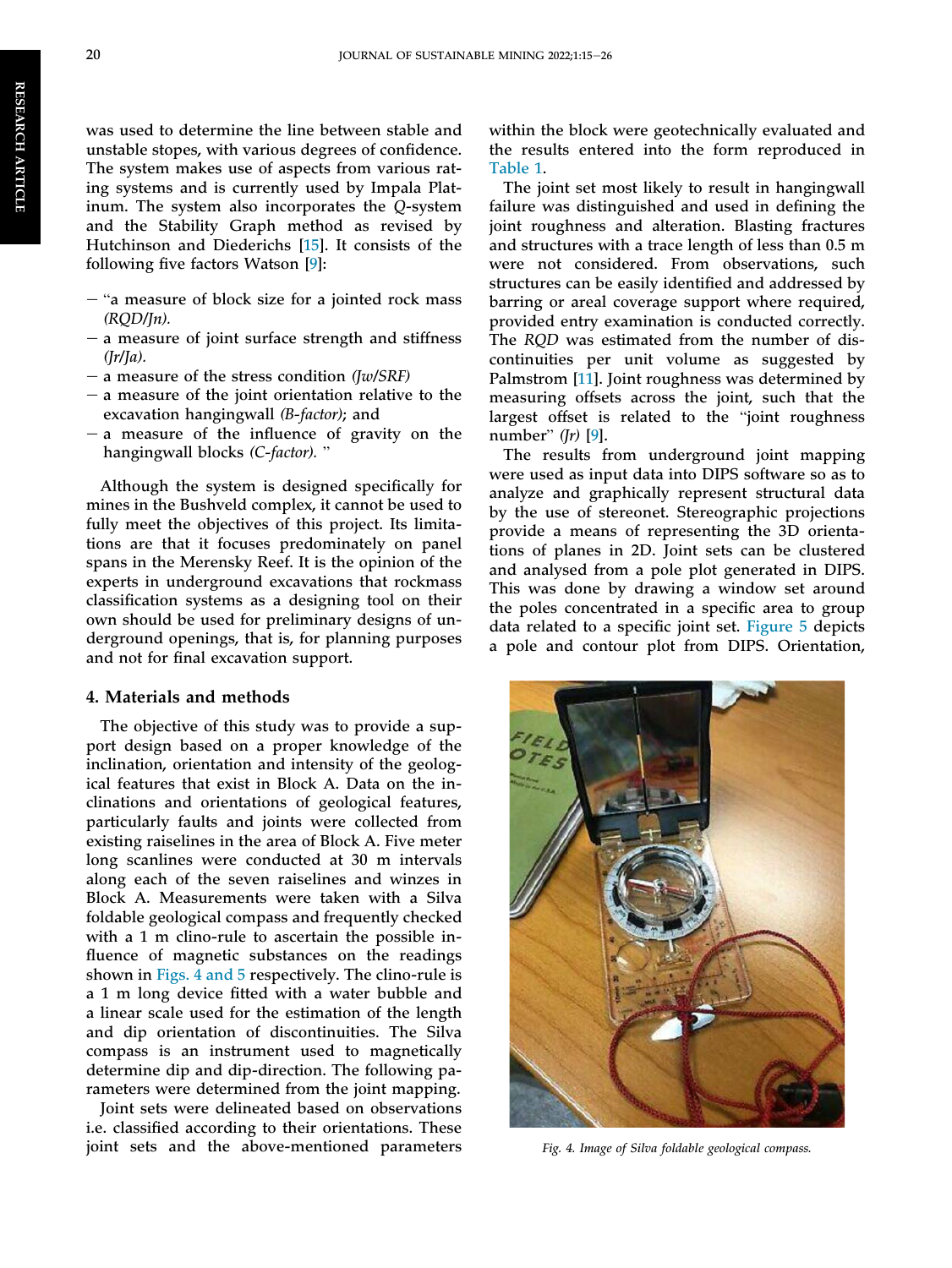was used to determine the line between stable and unstable stopes, with various degrees of confidence. The system makes use of aspects from various rating systems and is currently used by Impala Platinum. The system also incorporates the *Q*-system and the Stability Graph method as revised by Hutchinson and Diederichs [15]. It consists of the following five factors Watson [9]:

- "a measure of block size for a jointed rock mass *(RQD/Jn)*.
- a measure of joint surface strength and stiffness *(Jr/Ja)*.
- a measure of the stress condition *(Jw/SRF)*
- a measure of the joint orientation relative to the excavation hangingwall *(B-factor)*; and
- a measure of the influence of gravity on the hangingwall blocks *(C-factor)*. "

Although the system is designed specifically for mines in the Bushveld complex, it cannot be used to fully meet the objectives of this project. Its limitations are that it focuses predominately on panel spans in the Merensky Reef. It is the opinion of the experts in underground excavations that rockmass classification systems as a designing tool on their own should be used for preliminary designs of underground openings, that is, for planning purposes and not for final excavation support.

## 4. Materials and methods

The objective of this study was to provide a support design based on a proper knowledge of the inclination, orientation and intensity of the geological features that exist in Block A. Data on the inclinations and orientations of geological features, particularly faults and joints were collected from existing raiselines in the area of Block A. Five meter long scanlines were conducted at 30 m intervals along each of the seven raiselines and winzes in Block A. Measurements were taken with a Silva foldable geological compass and frequently checked with a 1 m clino-rule to ascertain the possible influence of magnetic substances on the readings shown in Figs. 4 and 5 respectively. The clino-rule is a 1 m long device fitted with a water bubble and a linear scale used for the estimation of the length and dip orientation of discontinuities. The Silva compass is an instrument used to magnetically determine dip and dip-direction. The following parameters were determined from the joint mapping.

Joint sets were delineated based on observations i.e. classified according to their orientations. These joint sets and the above-mentioned parameters within the block were geotechnically evaluated and the results entered into the form reproduced in Table 1.

The joint set most likely to result in hangingwall failure was distinguished and used in defining the joint roughness and alteration. Blasting fractures and structures with a trace length of less than 0.5 m were not considered. From observations, such structures can be easily identified and addressed by barring or areal coverage support where required, provided entry examination is conducted correctly. The *RQD* was estimated from the number of discontinuities per unit volume as suggested by Palmstrom [11]. Joint roughness was determined by measuring offsets across the joint, such that the largest offset is related to the "joint roughness number" *(Jr)* [9].

The results from underground joint mapping were used as input data into DIPS software so as to analyze and graphically represent structural data by the use of stereonet. Stereographic projections provide a means of representing the 3D orientations of planes in 2D. Joint sets can be clustered and analysed from a pole plot generated in DIPS. This was done by drawing a window set around the poles concentrated in a specific area to group data related to a specific joint set. Figure 5 depicts a pole and contour plot from DIPS. Orientation,

*Fig. 4. Image of Silva foldable geological compass.*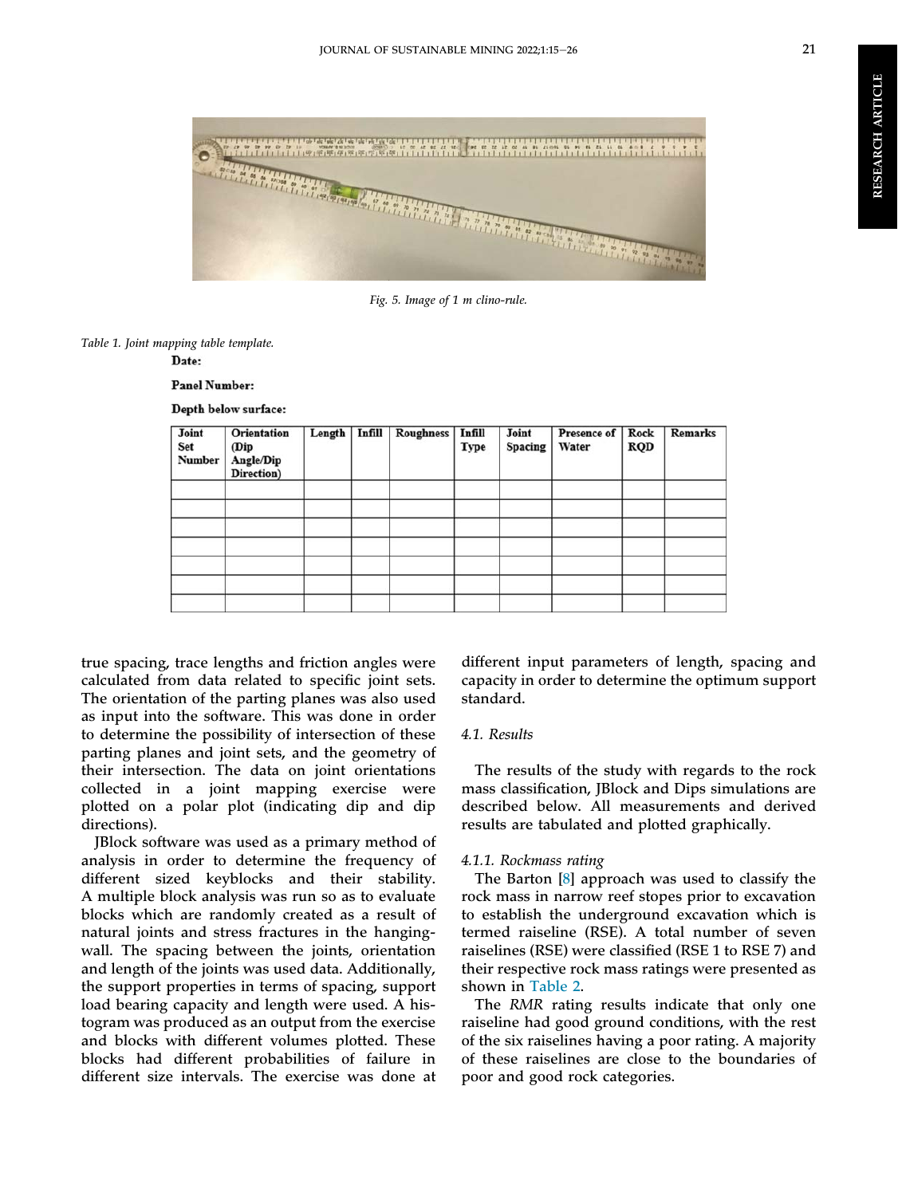Fig. 5. Image of 1 m clino-rule.

Table 1. Joint mapping table template.

**Date:**

**Panel Number:**

**Depth below surface:**

| Joint Set Number | Orientation (Dip Angle/Dip Direction) | Length | Infill | Roughness | Infill Type | Joint Spacing | Presence of Water | Rock RQD | Remarks |
|---|---|---|---|---|---|---|---|---|---|
| | | | | | | | | | |
| | | | | | | | | | |
| | | | | | | | | | |
| | | | | | | | | | |
| | | | | | | | | | |
| | | | | | | | | | |
| | | | | | | | | | |

true spacing, trace lengths and friction angles were calculated from data related to specific joint sets. The orientation of the parting planes was also used as input into the software. This was done in order to determine the possibility of intersection of these parting planes and joint sets, and the geometry of their intersection. The data on joint orientations collected in a joint mapping exercise were plotted on a polar plot (indicating dip and dip directions).

JBlock software was used as a primary method of analysis in order to determine the frequency of different sized keyblocks and their stability. A multiple block analysis was run so as to evaluate blocks which are randomly created as a result of natural joints and stress fractures in the hanging-wall. The spacing between the joints, orientation and length of the joints was used data. Additionally, the support properties in terms of spacing, support load bearing capacity and length were used. A histogram was produced as an output from the exercise and blocks with different volumes plotted. These blocks had different probabilities of failure in different size intervals. The exercise was done at different input parameters of length, spacing and capacity in order to determine the optimum support standard.

### 4.1. Results

The results of the study with regards to the rock mass classification, JBlock and Dips simulations are described below. All measurements and derived results are tabulated and plotted graphically.

#### 4.1.1. Rockmass rating

The Barton [8] approach was used to classify the rock mass in narrow reef stopes prior to excavation to establish the underground excavation which is termed raiseline (RSE). A total number of seven raiselines (RSE) were classified (RSE 1 to RSE 7) and their respective rock mass ratings were presented as shown in Table 2.

The *RMR* rating results indicate that only one raiseline had good ground conditions, with the rest of the six raiselines having a poor rating. A majority of these raiselines are close to the boundaries of poor and good rock categories.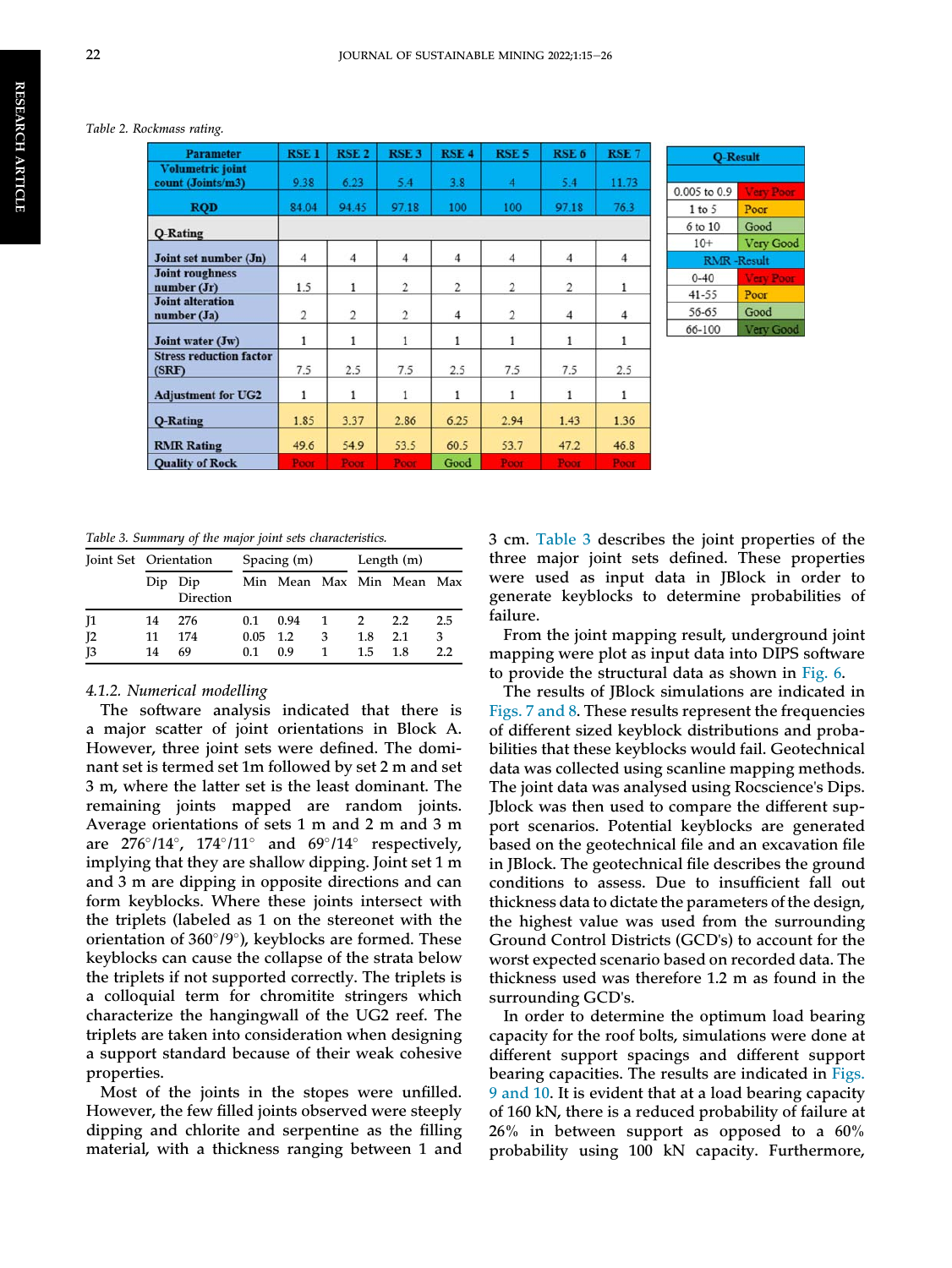Table 2. Rockmass rating.

| Parameter | RSE 1 | RSE 2 | RSE 3 | RSE 4 | RSE 5 | RSE 6 | RSE 7 |
|---|---|---|---|---|---|---|---|
| Volumetric joint count (Joints/m3) | 9.38 | 6.23 | 5.4 | 3.8 | 4 | 5.4 | 11.73 |
| RQD | 84.04 | 94.45 | 97.18 | 100 | 100 | 97.18 | 76.3 |
| Q-Rating | | | | | | | |
| Joint set number (Jn) | 4 | 4 | 4 | 4 | 4 | 4 | 4 |
| Joint roughness number (Jr) | 1.5 | 1 | 2 | 2 | 2 | 2 | 1 |
| Joint alteration number (Ja) | 2 | 2 | 2 | 4 | 2 | 4 | 4 |
| Joint water (Jw) | 1 | 1 | 1 | 1 | 1 | 1 | 1 |
| Stress reduction factor (SRF) | 7.5 | 2.5 | 7.5 | 2.5 | 7.5 | 7.5 | 2.5 |
| Adjustment for UG2 | 1 | 1 | 1 | 1 | 1 | 1 | 1 |
| Q-Rating | 1.85 | 3.37 | 2.86 | 6.25 | 2.94 | 1.43 | 1.36 |
| RMR Rating | 49.6 | 54.9 | 53.5 | 60.5 | 53.7 | 47.2 | 46.8 |
| Quality of Rock | Poor | Poor | Poor | Good | Poor | Poor | Poor |

| Q-Result | |
|---|---|
| 0.005 to 0.9 | Very Poor |
| 1 to 5 | Poor |
| 6 to 10 | Good |
| 10+ | Very Good |
| **RMR -Result** | |
| 0-40 | Very Poor |
| 41-55 | Poor |
| 56-65 | Good |
| 66-100 | Very Good |

Table 3. Summary of the major joint sets characteristics.

| Joint Set | Orientation | | Spacing (m) | | | Length (m) | | |
|---|---|---|---|---|---|---|---|---|
| | Dip | Dip Direction | Min | Mean | Max | Min | Mean | Max |
| J1 | 14 | 276 | 0.1 | 0.94 | 1 | 2 | 2.2 | 2.5 |
| J2 | 11 | 174 | 0.05 | 1.2 | 3 | 1.8 | 2.1 | 3 |
| J3 | 14 | 69 | 0.1 | 0.9 | 1 | 1.5 | 1.8 | 2.2 |

#### 4.1.2. Numerical modelling

The software analysis indicated that there is a major scatter of joint orientations in Block A. However, three joint sets were defined. The dominant set is termed set 1m followed by set 2 m and set 3 m, where the latter set is the least dominant. The remaining joints mapped are random joints. Average orientations of sets 1 m and 2 m and 3 m are 276°/14°, 174°/11° and 69°/14° respectively, implying that they are shallow dipping. Joint set 1 m and 3 m are dipping in opposite directions and can form keyblocks. Where these joints intersect with the triplets (labeled as 1 on the stereonet with the orientation of 360°/9°), keyblocks are formed. These keyblocks can cause the collapse of the strata below the triplets if not supported correctly. The triplets is a colloquial term for chromitite stringers which characterize the hangingwall of the UG2 reef. The triplets are taken into consideration when designing a support standard because of their weak cohesive properties.

Most of the joints in the stopes were unfilled. However, the few filled joints observed were steeply dipping and chlorite and serpentine as the filling material, with a thickness ranging between 1 and 3 cm. Table 3 describes the joint properties of the three major joint sets defined. These properties were used as input data in JBlock in order to generate keyblocks to determine probabilities of failure.

From the joint mapping result, underground joint mapping were plot as input data into DIPS software to provide the structural data as shown in Fig. 6.

The results of JBlock simulations are indicated in Figs. 7 and 8. These results represent the frequencies of different sized keyblock distributions and probabilities that these keyblocks would fail. Geotechnical data was collected using scanline mapping methods. The joint data was analysed using Rocscience's Dips. Jblock was then used to compare the different support scenarios. Potential keyblocks are generated based on the geotechnical file and an excavation file in JBlock. The geotechnical file describes the ground conditions to assess. Due to insufficient fall out thickness data to dictate the parameters of the design, the highest value was used from the surrounding Ground Control Districts (GCD's) to account for the worst expected scenario based on recorded data. The thickness used was therefore 1.2 m as found in the surrounding GCD's.

In order to determine the optimum load bearing capacity for the roof bolts, simulations were done at different support spacings and different support bearing capacities. The results are indicated in Figs. 9 and 10. It is evident that at a load bearing capacity of 160 kN, there is a reduced probability of failure at 26% in between support as opposed to a 60% probability using 100 kN capacity. Furthermore,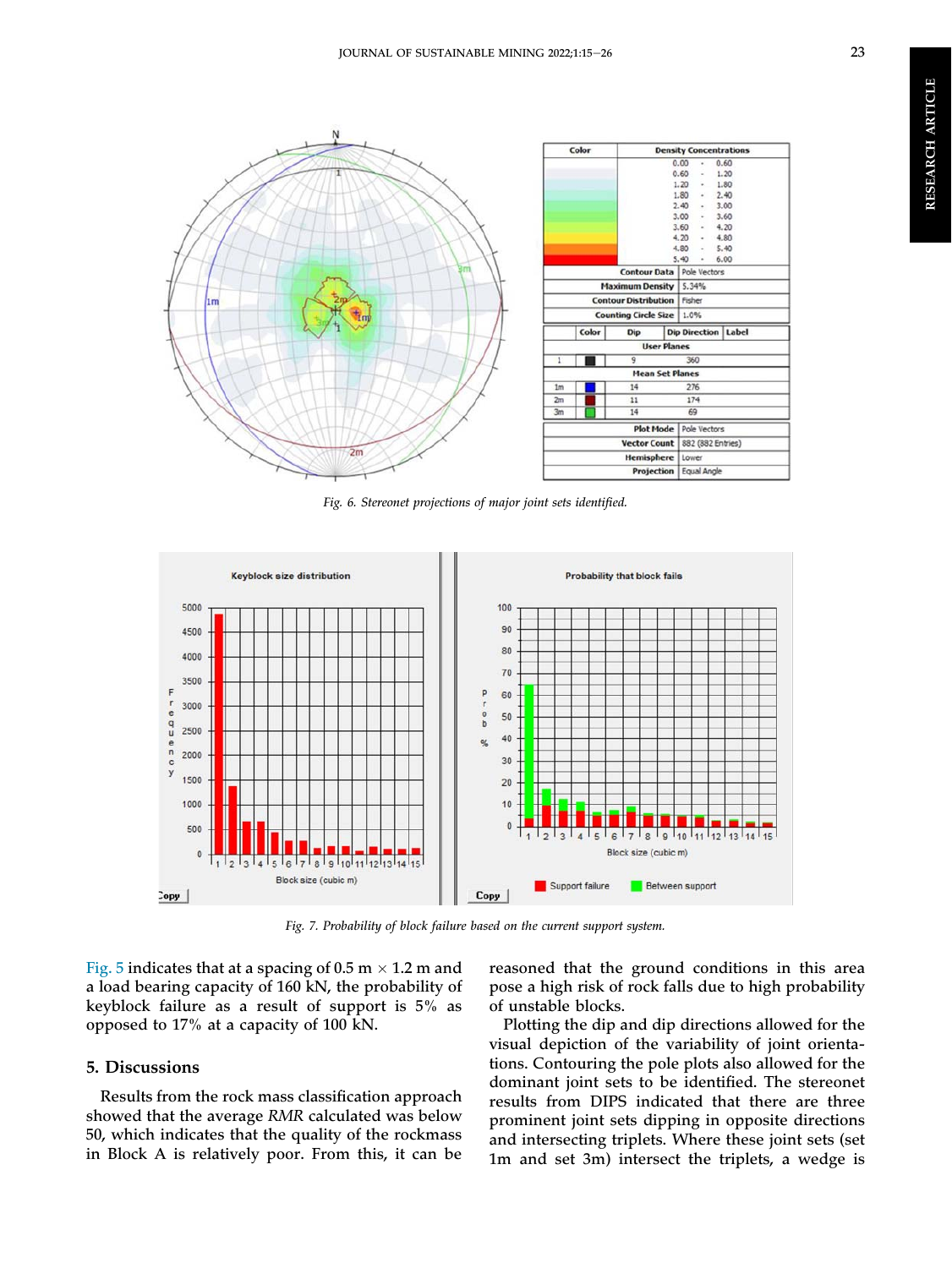Fig. 6. Stereonet projections of major joint sets identified.

Fig. 7. Probability of block failure based on the current support system.

Fig. 5 indicates that at a spacing of 0.5 m × 1.2 m and a load bearing capacity of 160 kN, the probability of keyblock failure as a result of support is 5% as opposed to 17% at a capacity of 100 kN.

## 5. Discussions

Results from the rock mass classification approach showed that the average *RMR* calculated was below 50, which indicates that the quality of the rockmass in Block A is relatively poor. From this, it can be reasoned that the ground conditions in this area pose a high risk of rock falls due to high probability of unstable blocks.

Plotting the dip and dip directions allowed for the visual depiction of the variability of joint orientations. Contouring the pole plots also allowed for the dominant joint sets to be identified. The stereonet results from DIPS indicated that there are three prominent joint sets dipping in opposite directions and intersecting triplets. Where these joint sets (set 1m and set 3m) intersect the triplets, a wedge is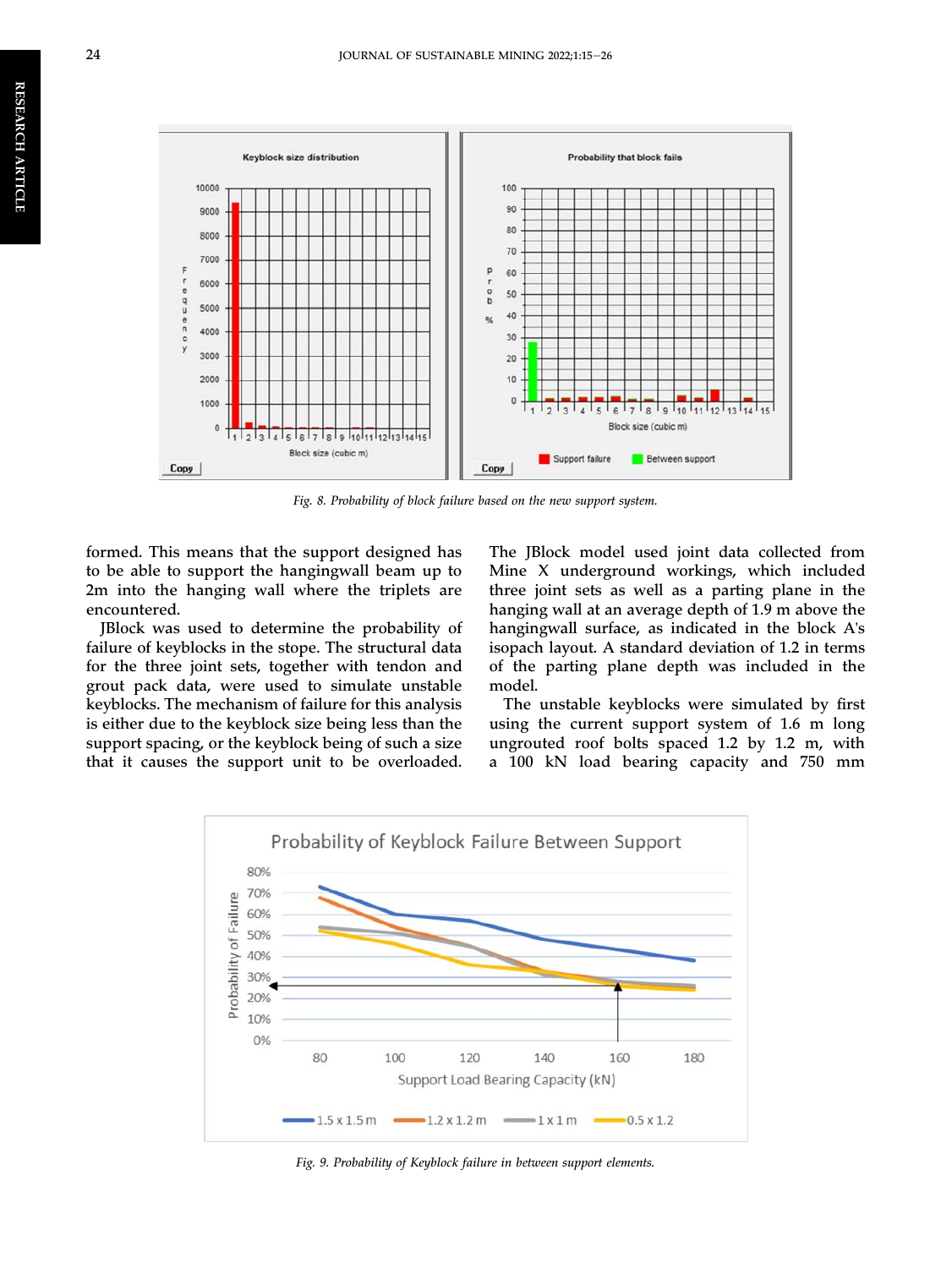Fig. 8. Probability of block failure based on the new support system.

formed. This means that the support designed has to be able to support the hangingwall beam up to 2m into the hanging wall where the triplets are encountered.

JBlock was used to determine the probability of failure of keyblocks in the stope. The structural data for the three joint sets, together with tendon and grout pack data, were used to simulate unstable keyblocks. The mechanism of failure for this analysis is either due to the keyblock size being less than the support spacing, or the keyblock being of such a size that it causes the support unit to be overloaded. The JBlock model used joint data collected from Mine X underground workings, which included three joint sets as well as a parting plane in the hanging wall at an average depth of 1.9 m above the hangingwall surface, as indicated in the block A's isopach layout. A standard deviation of 1.2 in terms of the parting plane depth was included in the model.

The unstable keyblocks were simulated by first using the current support system of 1.6 m long ungrouted roof bolts spaced 1.2 by 1.2 m, with a 100 kN load bearing capacity and 750 mm

Fig. 9. Probability of Keyblock failure in between support elements.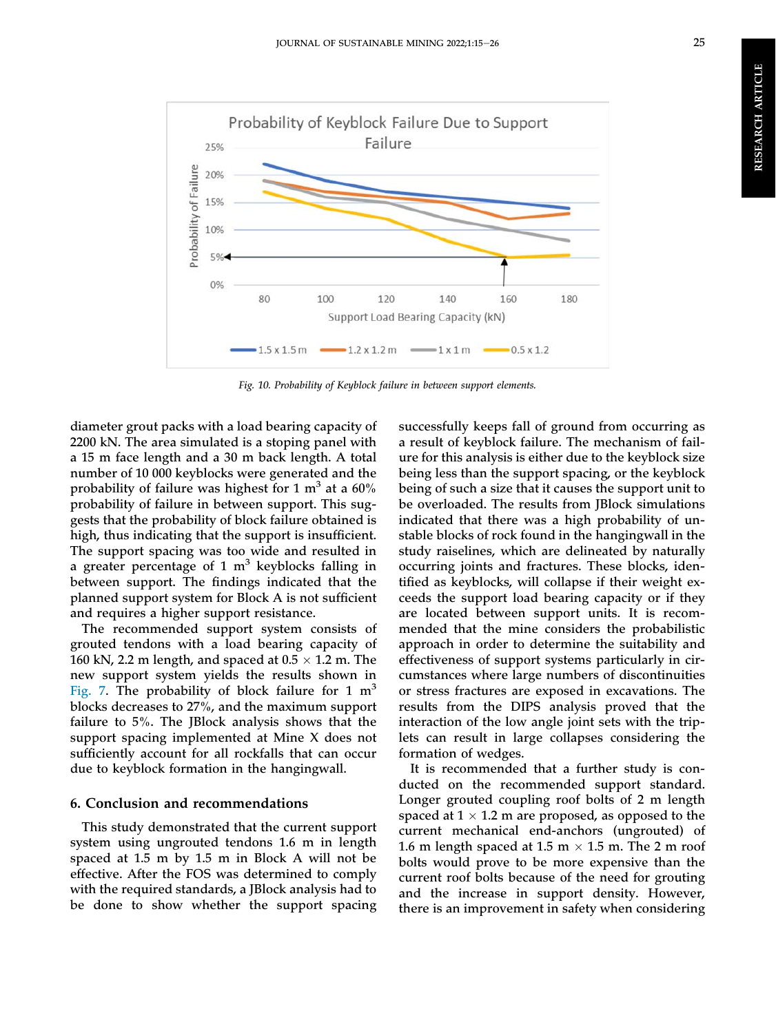Fig. 10. Probability of Keyblock failure in between support elements.

diameter grout packs with a load bearing capacity of 2200 kN. The area simulated is a stoping panel with a 15 m face length and a 30 m back length. A total number of 10 000 keyblocks were generated and the probability of failure was highest for 1 $m^3$ at a 60% probability of failure in between support. This suggests that the probability of block failure obtained is high, thus indicating that the support is insufficient. The support spacing was too wide and resulted in a greater percentage of 1 $m^3$ keyblocks falling in between support. The findings indicated that the planned support system for Block A is not sufficient and requires a higher support resistance.

The recommended support system consists of grouted tendons with a load bearing capacity of 160 kN, 2.2 m length, and spaced at 0.5 × 1.2 m. The new support system yields the results shown in Fig. 7. The probability of block failure for 1 $m^3$ blocks decreases to 27%, and the maximum support failure to 5%. The JBlock analysis shows that the support spacing implemented at Mine X does not sufficiently account for all rockfalls that can occur due to keyblock formation in the hangingwall.

## 6. Conclusion and recommendations

This study demonstrated that the current support system using ungrouted tendons 1.6 m in length spaced at 1.5 m by 1.5 m in Block A will not be effective. After the FOS was determined to comply with the required standards, a JBlock analysis had to be done to show whether the support spacing successfully keeps fall of ground from occurring as a result of keyblock failure. The mechanism of failure for this analysis is either due to the keyblock size being less than the support spacing, or the keyblock being of such a size that it causes the support unit to be overloaded. The results from JBlock simulations indicated that there was a high probability of unstable blocks of rock found in the hangingwall in the study raiselines, which are delineated by naturally occurring joints and fractures. These blocks, identified as keyblocks, will collapse if their weight exceeds the support load bearing capacity or if they are located between support units. It is recommended that the mine considers the probabilistic approach in order to determine the suitability and effectiveness of support systems particularly in circumstances where large numbers of discontinuities or stress fractures are exposed in excavations. The results from the DIPS analysis proved that the interaction of the low angle joint sets with the triplets can result in large collapses considering the formation of wedges.

It is recommended that a further study is conducted on the recommended support standard. Longer grouted coupling roof bolts of 2 m length spaced at 1 × 1.2 m are proposed, as opposed to the current mechanical end-anchors (ungrouted) of 1.6 m length spaced at 1.5 m × 1.5 m. The 2 m roof bolts would prove to be more expensive than the current roof bolts because of the need for grouting and the increase in support density. However, there is an improvement in safety when considering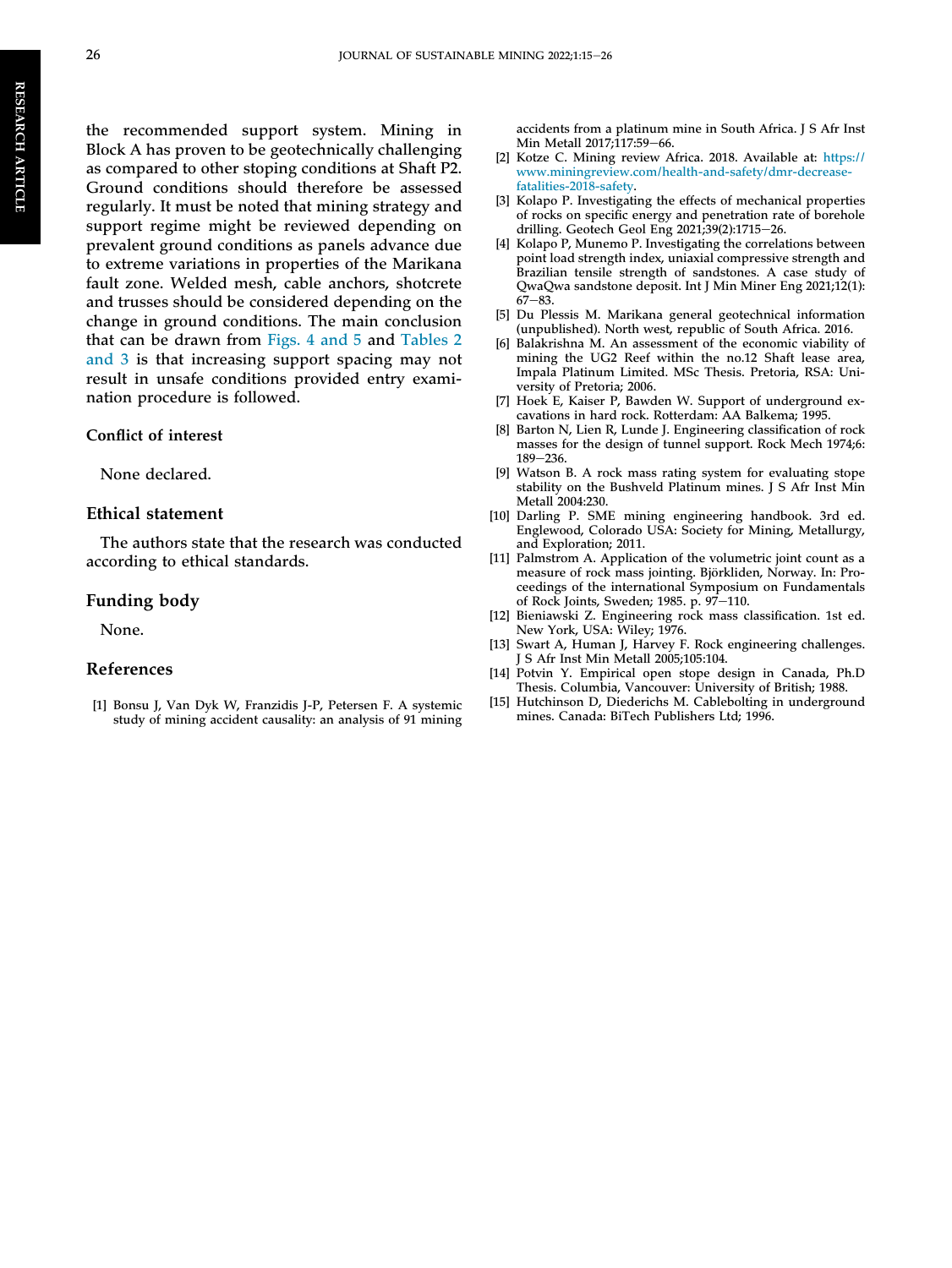the recommended support system. Mining in Block A has proven to be geotechnically challenging as compared to other stoping conditions at Shaft P2. Ground conditions should therefore be assessed regularly. It must be noted that mining strategy and support regime might be reviewed depending on prevalent ground conditions as panels advance due to extreme variations in properties of the Marikana fault zone. Welded mesh, cable anchors, shotcrete and trusses should be considered depending on the change in ground conditions. The main conclusion that can be drawn from Figs. 4 and 5 and Tables 2 and 3 is that increasing support spacing may not result in unsafe conditions provided entry examination procedure is followed.

## Conflict of interest

None declared.

## Ethical statement

The authors state that the research was conducted according to ethical standards.

## Funding body

None.

## References

[1] Bonsu J, Van Dyk W, Franzidis J-P, Petersen F. A systemic study of mining accident causality: an analysis of 91 mining accidents from a platinum mine in South Africa. J S Afr Inst Min Metall 2017;117:59–66.

[2] Kotze C. Mining review Africa. 2018. Available at: https://www.miningreview.com/health-and-safety/dmr-decrease-fatalities-2018-safety.

[3] Kolapo P. Investigating the effects of mechanical properties of rocks on specific energy and penetration rate of borehole drilling. Geotech Geol Eng 2021;39(2):1715–26.

[4] Kolapo P, Munemo P. Investigating the correlations between point load strength index, uniaxial compressive strength and Brazilian tensile strength of sandstones. A case study of QwaQwa sandstone deposit. Int J Min Miner Eng 2021;12(1): 67–83.

[5] Du Plessis M. Marikana general geotechnical information (unpublished). North west, republic of South Africa. 2016.

[6] Balakrishna M. An assessment of the economic viability of mining the UG2 Reef within the no.12 Shaft lease area, Impala Platinum Limited. MSc Thesis. Pretoria, RSA: University of Pretoria; 2006.

[7] Hoek E, Kaiser P, Bawden W. Support of underground excavations in hard rock. Rotterdam: AA Balkema; 1995.

[8] Barton N, Lien R, Lunde J. Engineering classification of rock masses for the design of tunnel support. Rock Mech 1974;6: 189–236.

[9] Watson B. A rock mass rating system for evaluating stope stability on the Bushveld Platinum mines. J S Afr Inst Min Metall 2004:230.

[10] Darling P. SME mining engineering handbook. 3rd ed. Englewood, Colorado USA: Society for Mining, Metallurgy, and Exploration; 2011.

[11] Palmstrom A. Application of the volumetric joint count as a measure of rock mass jointing. Björkliden, Norway. In: Proceedings of the international Symposium on Fundamentals of Rock Joints, Sweden; 1985. p. 97–110.

[12] Bieniawski Z. Engineering rock mass classification. 1st ed. New York, USA: Wiley; 1976.

[13] Swart A, Human J, Harvey F. Rock engineering challenges. J S Afr Inst Min Metall 2005;105:104.

[14] Potvin Y. Empirical open stope design in Canada, Ph.D Thesis. Columbia, Vancouver: University of British; 1988.

[15] Hutchinson D, Diederichs M. Cablebolting in underground mines. Canada: BiTech Publishers Ltd; 1996.